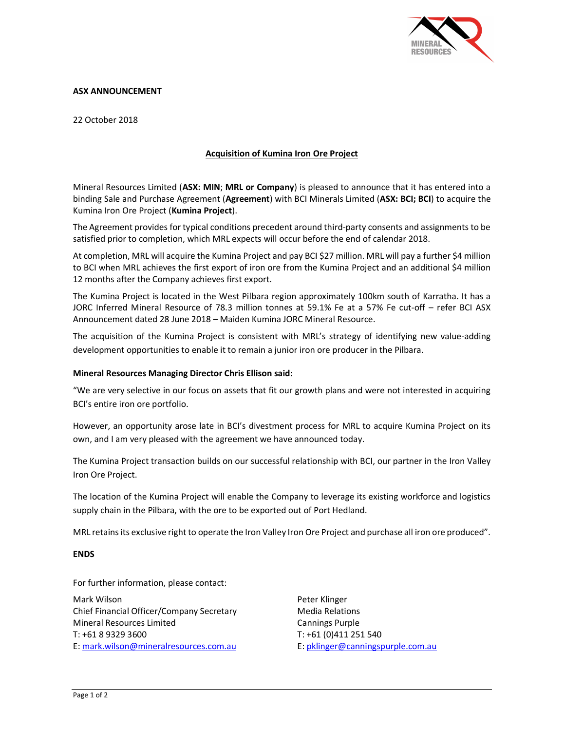**ASX ANNOUNCEMENT**

22 October 2018

## Acquisition of Kumina Iron Ore Project

Mineral Resources Limited (**ASX: MIN**; **MRL or Company**) is pleased to announce that it has entered into a binding Sale and Purchase Agreement (**Agreement**) with BCI Minerals Limited (**ASX: BCI; BCI**) to acquire the Kumina Iron Ore Project (**Kumina Project**).

The Agreement provides for typical conditions precedent around third-party consents and assignments to be satisfied prior to completion, which MRL expects will occur before the end of calendar 2018.

At completion, MRL will acquire the Kumina Project and pay BCI $27 million. MRL will pay a further $4 million to BCI when MRL achieves the first export of iron ore from the Kumina Project and an additional $4 million 12 months after the Company achieves first export.

The Kumina Project is located in the West Pilbara region approximately 100km south of Karratha. It has a JORC Inferred Mineral Resource of 78.3 million tonnes at 59.1% Fe at a 57% Fe cut-off – refer BCI ASX Announcement dated 28 June 2018 – Maiden Kumina JORC Mineral Resource.

The acquisition of the Kumina Project is consistent with MRL's strategy of identifying new value-adding development opportunities to enable it to remain a junior iron ore producer in the Pilbara.

**Mineral Resources Managing Director Chris Ellison said:**

"We are very selective in our focus on assets that fit our growth plans and were not interested in acquiring BCI's entire iron ore portfolio.

However, an opportunity arose late in BCI's divestment process for MRL to acquire Kumina Project on its own, and I am very pleased with the agreement we have announced today.

The Kumina Project transaction builds on our successful relationship with BCI, our partner in the Iron Valley Iron Ore Project.

The location of the Kumina Project will enable the Company to leverage its existing workforce and logistics supply chain in the Pilbara, with the ore to be exported out of Port Hedland.

MRL retains its exclusive right to operate the Iron Valley Iron Ore Project and purchase all iron ore produced".

**ENDS**

For further information, please contact:

Mark Wilson
Chief Financial Officer/Company Secretary
Mineral Resources Limited
T: +61 8 9329 3600
E: mark.wilson@mineralresources.com.au

Peter Klinger
Media Relations
Cannings Purple
T: +61 (0)411 251 540
E: pklinger@canningspurple.com.au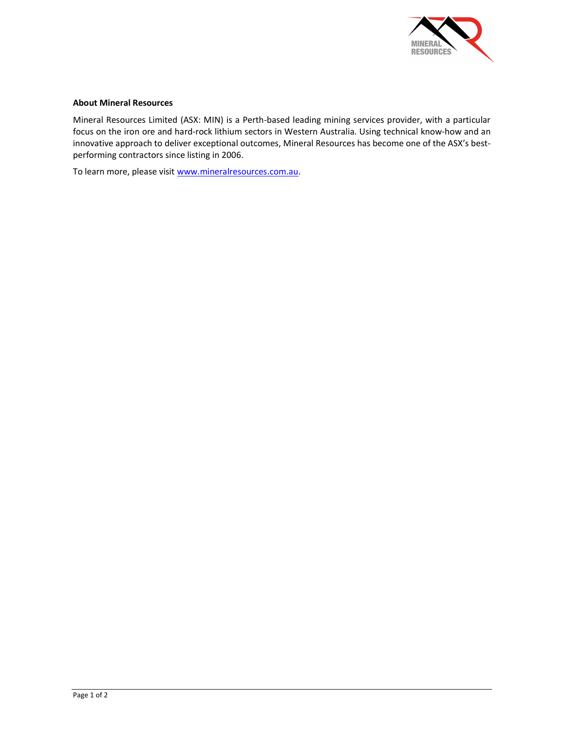**About Mineral Resources**

Mineral Resources Limited (ASX: MIN) is a Perth-based leading mining services provider, with a particular focus on the iron ore and hard-rock lithium sectors in Western Australia. Using technical know-how and an innovative approach to deliver exceptional outcomes, Mineral Resources has become one of the ASX's best-performing contractors since listing in 2006.

To learn more, please visit [www.mineralresources.com.au](http://www.mineralresources.com.au).